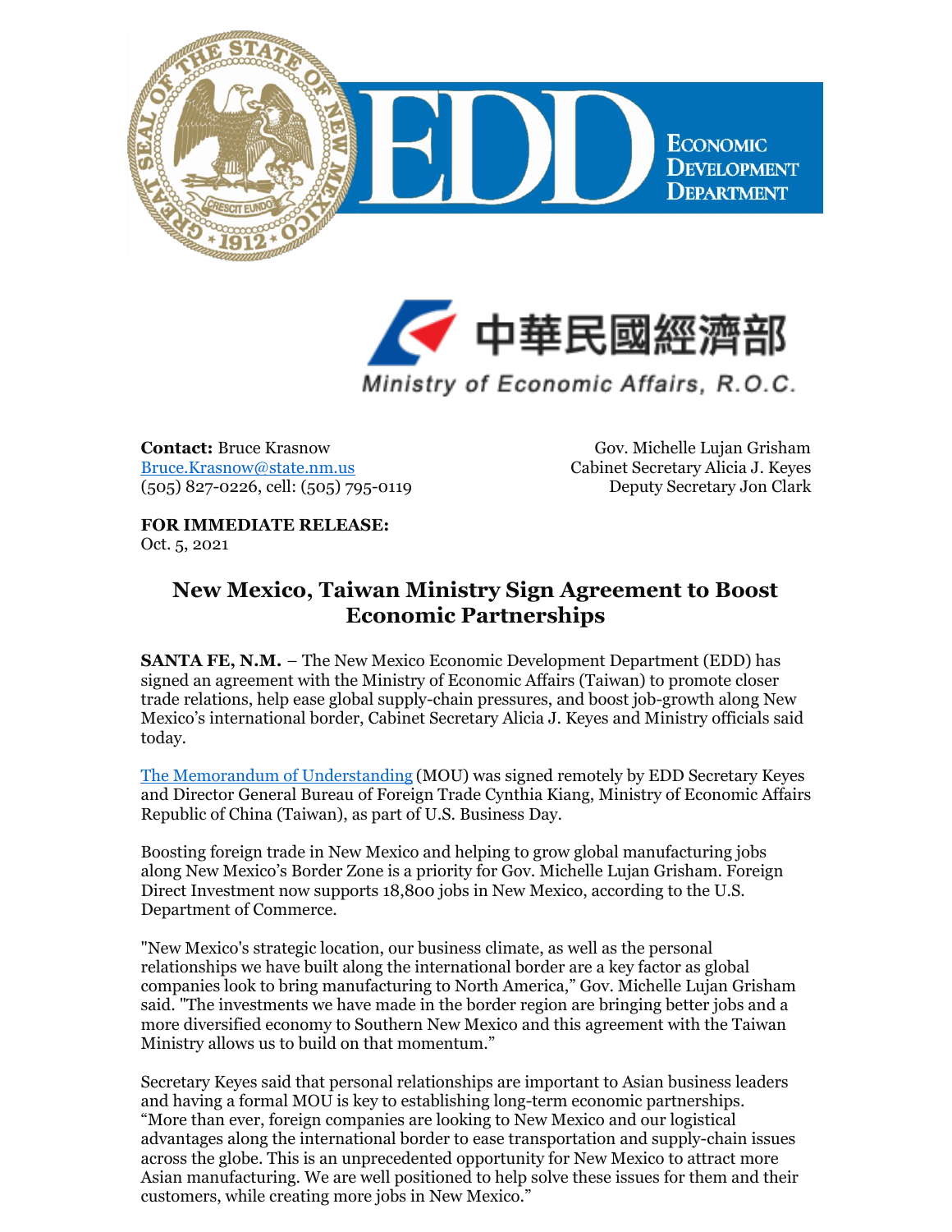中華民國經濟部

Ministry of Economic Affairs, R.O.C.

**Contact:** Bruce Krasnow
Bruce.Krasnow@state.nm.us
(505) 827-0226, cell: (505) 795-0119

Gov. Michelle Lujan Grisham
Cabinet Secretary Alicia J. Keyes
Deputy Secretary Jon Clark

**FOR IMMEDIATE RELEASE:**
Oct. 5, 2021

## New Mexico, Taiwan Ministry Sign Agreement to Boost Economic Partnerships

**SANTA FE, N.M.** – The New Mexico Economic Development Department (EDD) has signed an agreement with the Ministry of Economic Affairs (Taiwan) to promote closer trade relations, help ease global supply-chain pressures, and boost job-growth along New Mexico's international border, Cabinet Secretary Alicia J. Keyes and Ministry officials said today.

The Memorandum of Understanding (MOU) was signed remotely by EDD Secretary Keyes and Director General Bureau of Foreign Trade Cynthia Kiang, Ministry of Economic Affairs Republic of China (Taiwan), as part of U.S. Business Day.

Boosting foreign trade in New Mexico and helping to grow global manufacturing jobs along New Mexico's Border Zone is a priority for Gov. Michelle Lujan Grisham. Foreign Direct Investment now supports 18,800 jobs in New Mexico, according to the U.S. Department of Commerce.

"New Mexico's strategic location, our business climate, as well as the personal relationships we have built along the international border are a key factor as global companies look to bring manufacturing to North America," Gov. Michelle Lujan Grisham said. "The investments we have made in the border region are bringing better jobs and a more diversified economy to Southern New Mexico and this agreement with the Taiwan Ministry allows us to build on that momentum."

Secretary Keyes said that personal relationships are important to Asian business leaders and having a formal MOU is key to establishing long-term economic partnerships. "More than ever, foreign companies are looking to New Mexico and our logistical advantages along the international border to ease transportation and supply-chain issues across the globe. This is an unprecedented opportunity for New Mexico to attract more Asian manufacturing. We are well positioned to help solve these issues for them and their customers, while creating more jobs in New Mexico."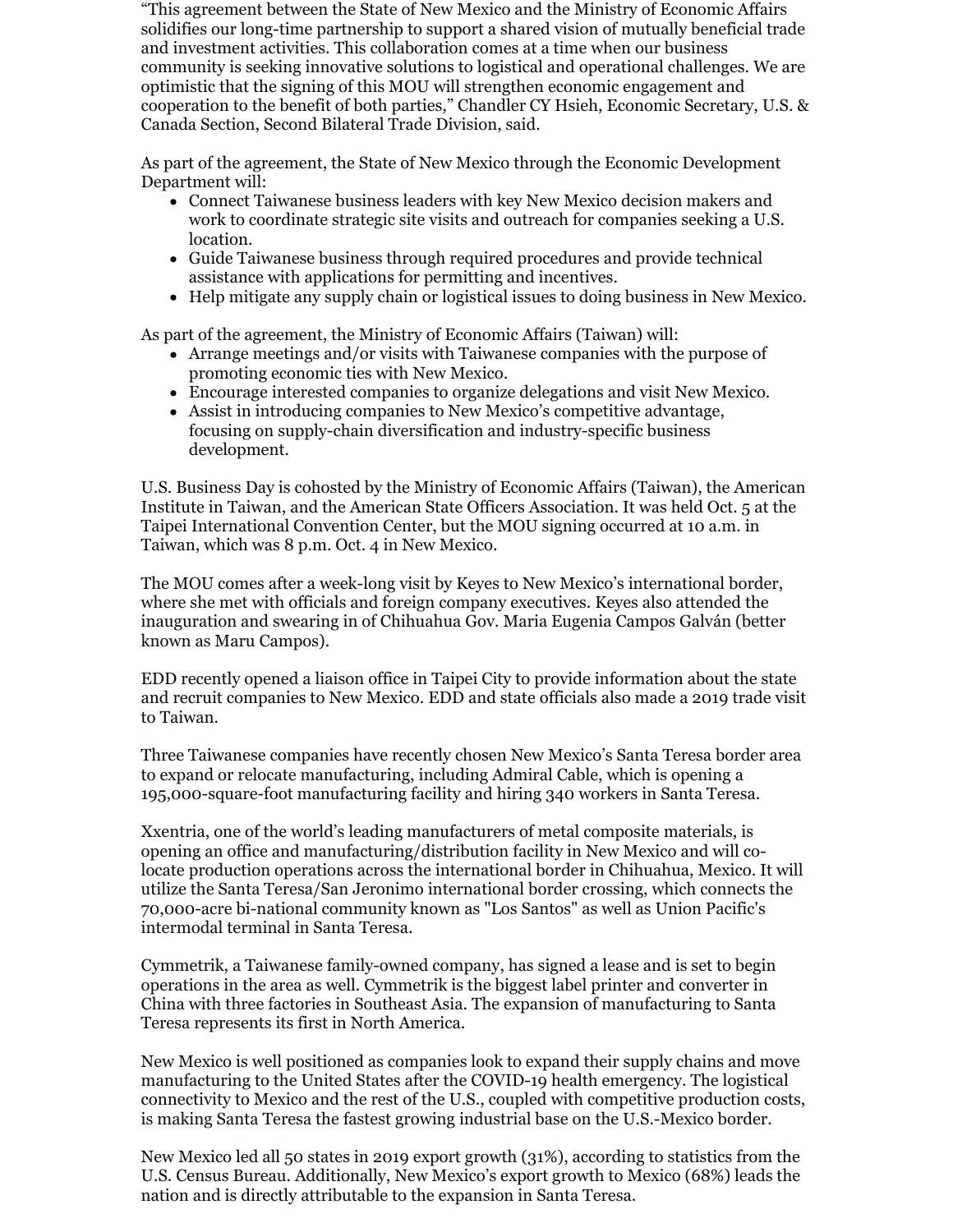"This agreement between the State of New Mexico and the Ministry of Economic Affairs solidifies our long-time partnership to support a shared vision of mutually beneficial trade and investment activities. This collaboration comes at a time when our business community is seeking innovative solutions to logistical and operational challenges. We are optimistic that the signing of this MOU will strengthen economic engagement and cooperation to the benefit of both parties," Chandler CY Hsieh, Economic Secretary, U.S. & Canada Section, Second Bilateral Trade Division, said.

As part of the agreement, the State of New Mexico through the Economic Development Department will:

- Connect Taiwanese business leaders with key New Mexico decision makers and work to coordinate strategic site visits and outreach for companies seeking a U.S. location.
- Guide Taiwanese business through required procedures and provide technical assistance with applications for permitting and incentives.
- Help mitigate any supply chain or logistical issues to doing business in New Mexico.

As part of the agreement, the Ministry of Economic Affairs (Taiwan) will:

- Arrange meetings and/or visits with Taiwanese companies with the purpose of promoting economic ties with New Mexico.
- Encourage interested companies to organize delegations and visit New Mexico.
- Assist in introducing companies to New Mexico's competitive advantage, focusing on supply-chain diversification and industry-specific business development.

U.S. Business Day is cohosted by the Ministry of Economic Affairs (Taiwan), the American Institute in Taiwan, and the American State Officers Association. It was held Oct. 5 at the Taipei International Convention Center, but the MOU signing occurred at 10 a.m. in Taiwan, which was 8 p.m. Oct. 4 in New Mexico.

The MOU comes after a week-long visit by Keyes to New Mexico's international border, where she met with officials and foreign company executives. Keyes also attended the inauguration and swearing in of Chihuahua Gov. Maria Eugenia Campos Galván (better known as Maru Campos).

EDD recently opened a liaison office in Taipei City to provide information about the state and recruit companies to New Mexico. EDD and state officials also made a 2019 trade visit to Taiwan.

Three Taiwanese companies have recently chosen New Mexico's Santa Teresa border area to expand or relocate manufacturing, including Admiral Cable, which is opening a 195,000-square-foot manufacturing facility and hiring 340 workers in Santa Teresa.

Xxentria, one of the world's leading manufacturers of metal composite materials, is opening an office and manufacturing/distribution facility in New Mexico and will co-locate production operations across the international border in Chihuahua, Mexico. It will utilize the Santa Teresa/San Jeronimo international border crossing, which connects the 70,000-acre bi-national community known as "Los Santos" as well as Union Pacific's intermodal terminal in Santa Teresa.

Cymmetrik, a Taiwanese family-owned company, has signed a lease and is set to begin operations in the area as well. Cymmetrik is the biggest label printer and converter in China with three factories in Southeast Asia. The expansion of manufacturing to Santa Teresa represents its first in North America.

New Mexico is well positioned as companies look to expand their supply chains and move manufacturing to the United States after the COVID-19 health emergency. The logistical connectivity to Mexico and the rest of the U.S., coupled with competitive production costs, is making Santa Teresa the fastest growing industrial base on the U.S.-Mexico border.

New Mexico led all 50 states in 2019 export growth (31%), according to statistics from the U.S. Census Bureau. Additionally, New Mexico's export growth to Mexico (68%) leads the nation and is directly attributable to the expansion in Santa Teresa.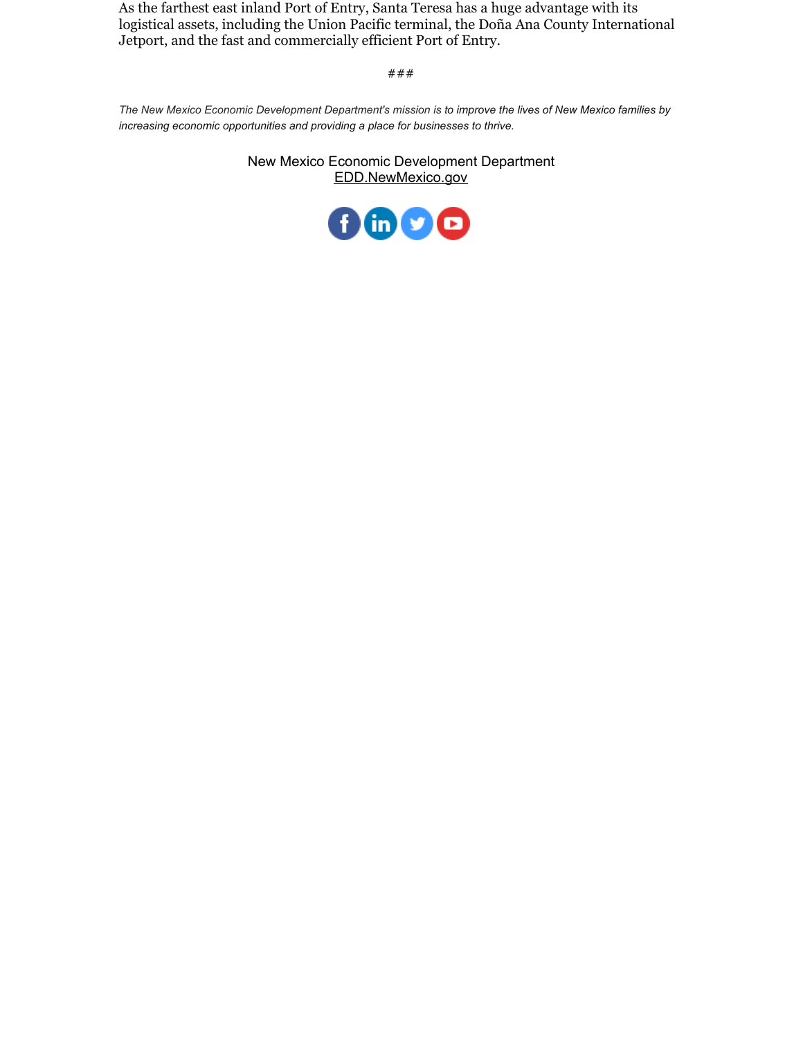As the farthest east inland Port of Entry, Santa Teresa has a huge advantage with its logistical assets, including the Union Pacific terminal, the Doña Ana County International Jetport, and the fast and commercially efficient Port of Entry.

###

*The New Mexico Economic Development Department's mission is to improve the lives of New Mexico families by increasing economic opportunities and providing a place for businesses to thrive.*

New Mexico Economic Development Department
EDD.NewMexico.gov